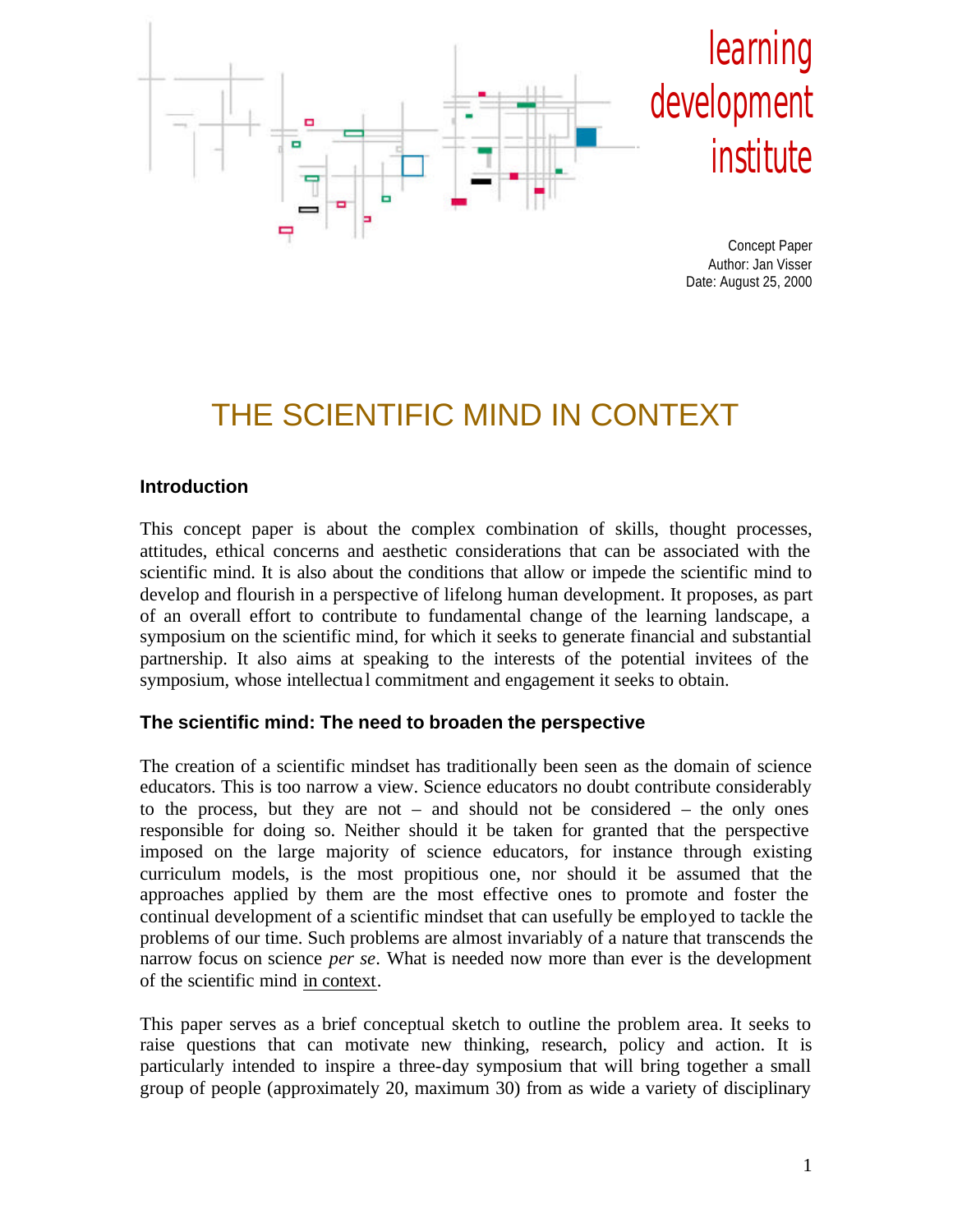learning development institute

Concept Paper
Author: Jan Visser
Date: August 25, 2000

# THE SCIENTIFIC MIND IN CONTEXT

## Introduction

This concept paper is about the complex combination of skills, thought processes, attitudes, ethical concerns and aesthetic considerations that can be associated with the scientific mind. It is also about the conditions that allow or impede the scientific mind to develop and flourish in a perspective of lifelong human development. It proposes, as part of an overall effort to contribute to fundamental change of the learning landscape, a symposium on the scientific mind, for which it seeks to generate financial and substantial partnership. It also aims at speaking to the interests of the potential invitees of the symposium, whose intellectual commitment and engagement it seeks to obtain.

## The scientific mind: The need to broaden the perspective

The creation of a scientific mindset has traditionally been seen as the domain of science educators. This is too narrow a view. Science educators no doubt contribute considerably to the process, but they are not – and should not be considered – the only ones responsible for doing so. Neither should it be taken for granted that the perspective imposed on the large majority of science educators, for instance through existing curriculum models, is the most propitious one, nor should it be assumed that the approaches applied by them are the most effective ones to promote and foster the continual development of a scientific mindset that can usefully be employed to tackle the problems of our time. Such problems are almost invariably of a nature that transcends the narrow focus on science *per se*. What is needed now more than ever is the development of the scientific mind <u>in context</u>.

This paper serves as a brief conceptual sketch to outline the problem area. It seeks to raise questions that can motivate new thinking, research, policy and action. It is particularly intended to inspire a three-day symposium that will bring together a small group of people (approximately 20, maximum 30) from as wide a variety of disciplinary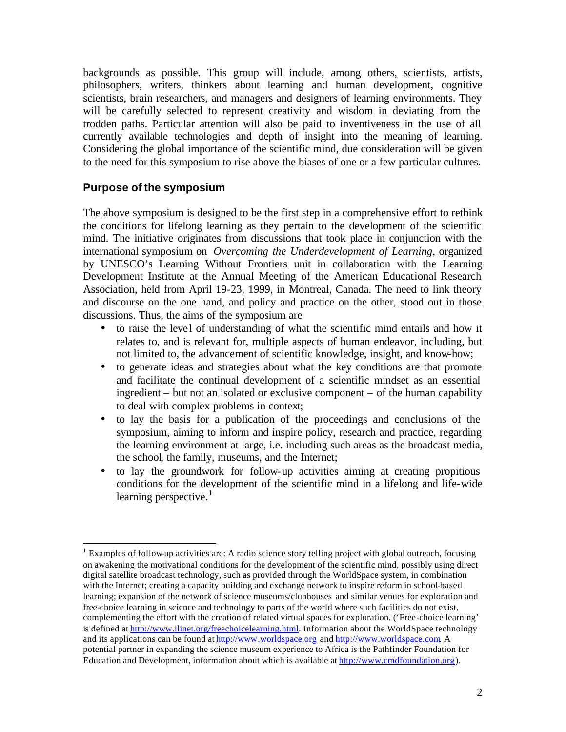backgrounds as possible. This group will include, among others, scientists, artists, philosophers, writers, thinkers about learning and human development, cognitive scientists, brain researchers, and managers and designers of learning environments. They will be carefully selected to represent creativity and wisdom in deviating from the trodden paths. Particular attention will also be paid to inventiveness in the use of all currently available technologies and depth of insight into the meaning of learning. Considering the global importance of the scientific mind, due consideration will be given to the need for this symposium to rise above the biases of one or a few particular cultures.

## Purpose of the symposium

The above symposium is designed to be the first step in a comprehensive effort to rethink the conditions for lifelong learning as they pertain to the development of the scientific mind. The initiative originates from discussions that took place in conjunction with the international symposium on *Overcoming the Underdevelopment of Learning*, organized by UNESCO's Learning Without Frontiers unit in collaboration with the Learning Development Institute at the Annual Meeting of the American Educational Research Association, held from April 19-23, 1999, in Montreal, Canada. The need to link theory and discourse on the one hand, and policy and practice on the other, stood out in those discussions. Thus, the aims of the symposium are

- to raise the level of understanding of what the scientific mind entails and how it relates to, and is relevant for, multiple aspects of human endeavor, including, but not limited to, the advancement of scientific knowledge, insight, and know-how;
- to generate ideas and strategies about what the key conditions are that promote and facilitate the continual development of a scientific mindset as an essential ingredient – but not an isolated or exclusive component – of the human capability to deal with complex problems in context;
- to lay the basis for a publication of the proceedings and conclusions of the symposium, aiming to inform and inspire policy, research and practice, regarding the learning environment at large, i.e. including such areas as the broadcast media, the school, the family, museums, and the Internet;
- to lay the groundwork for follow-up activities aiming at creating propitious conditions for the development of the scientific mind in a lifelong and life-wide learning perspective.[1]

---

[1] Examples of follow-up activities are: A radio science story telling project with global outreach, focusing on awakening the motivational conditions for the development of the scientific mind, possibly using direct digital satellite broadcast technology, such as provided through the WorldSpace system, in combination with the Internet; creating a capacity building and exchange network to inspire reform in school-based learning; expansion of the network of science museums/clubhouses and similar venues for exploration and free-choice learning in science and technology to parts of the world where such facilities do not exist, complementing the effort with the creation of related virtual spaces for exploration. ('Free-choice learning' is defined at http://www.ilinet.org/freechoicelearning.html. Information about the WorldSpace technology and its applications can be found at http://www.worldspace.org and http://www.worldspace.com. A potential partner in expanding the science museum experience to Africa is the Pathfinder Foundation for Education and Development, information about which is available at http://www.cmdfoundation.org).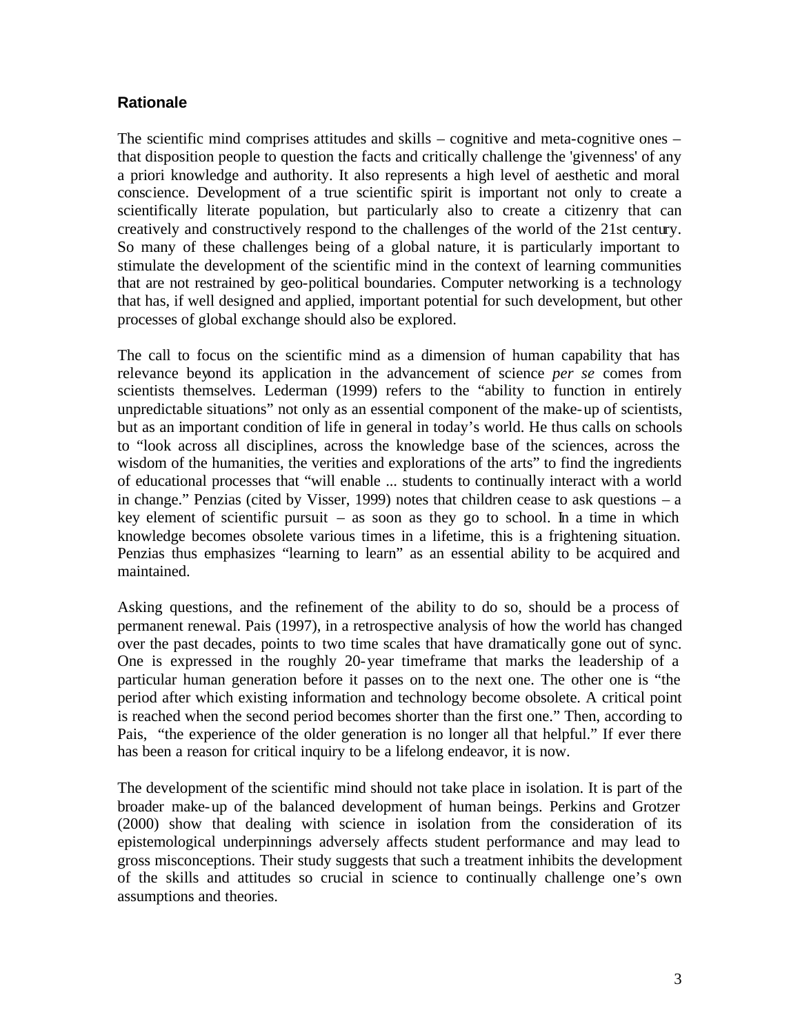## Rationale

The scientific mind comprises attitudes and skills – cognitive and meta-cognitive ones – that disposition people to question the facts and critically challenge the 'givenness' of any a priori knowledge and authority. It also represents a high level of aesthetic and moral conscience. Development of a true scientific spirit is important not only to create a scientifically literate population, but particularly also to create a citizenry that can creatively and constructively respond to the challenges of the world of the 21st century. So many of these challenges being of a global nature, it is particularly important to stimulate the development of the scientific mind in the context of learning communities that are not restrained by geo-political boundaries. Computer networking is a technology that has, if well designed and applied, important potential for such development, but other processes of global exchange should also be explored.

The call to focus on the scientific mind as a dimension of human capability that has relevance beyond its application in the advancement of science *per se* comes from scientists themselves. Lederman (1999) refers to the "ability to function in entirely unpredictable situations" not only as an essential component of the make-up of scientists, but as an important condition of life in general in today's world. He thus calls on schools to "look across all disciplines, across the knowledge base of the sciences, across the wisdom of the humanities, the verities and explorations of the arts" to find the ingredients of educational processes that "will enable ... students to continually interact with a world in change." Penzias (cited by Visser, 1999) notes that children cease to ask questions – a key element of scientific pursuit – as soon as they go to school. In a time in which knowledge becomes obsolete various times in a lifetime, this is a frightening situation. Penzias thus emphasizes "learning to learn" as an essential ability to be acquired and maintained.

Asking questions, and the refinement of the ability to do so, should be a process of permanent renewal. Pais (1997), in a retrospective analysis of how the world has changed over the past decades, points to two time scales that have dramatically gone out of sync. One is expressed in the roughly 20-year timeframe that marks the leadership of a particular human generation before it passes on to the next one. The other one is "the period after which existing information and technology become obsolete. A critical point is reached when the second period becomes shorter than the first one." Then, according to Pais, "the experience of the older generation is no longer all that helpful." If ever there has been a reason for critical inquiry to be a lifelong endeavor, it is now.

The development of the scientific mind should not take place in isolation. It is part of the broader make-up of the balanced development of human beings. Perkins and Grotzer (2000) show that dealing with science in isolation from the consideration of its epistemological underpinnings adversely affects student performance and may lead to gross misconceptions. Their study suggests that such a treatment inhibits the development of the skills and attitudes so crucial in science to continually challenge one's own assumptions and theories.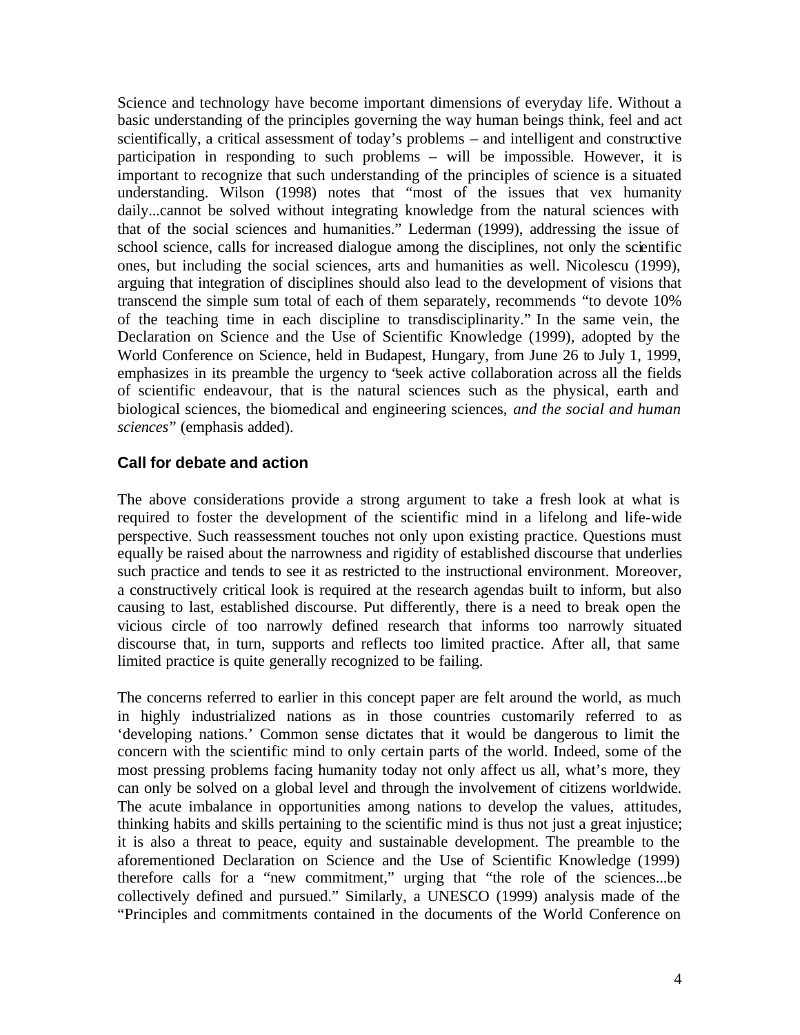Science and technology have become important dimensions of everyday life. Without a basic understanding of the principles governing the way human beings think, feel and act scientifically, a critical assessment of today's problems – and intelligent and constructive participation in responding to such problems – will be impossible. However, it is important to recognize that such understanding of the principles of science is a situated understanding. Wilson (1998) notes that "most of the issues that vex humanity daily...cannot be solved without integrating knowledge from the natural sciences with that of the social sciences and humanities." Lederman (1999), addressing the issue of school science, calls for increased dialogue among the disciplines, not only the scientific ones, but including the social sciences, arts and humanities as well. Nicolescu (1999), arguing that integration of disciplines should also lead to the development of visions that transcend the simple sum total of each of them separately, recommends "to devote 10% of the teaching time in each discipline to transdisciplinarity." In the same vein, the Declaration on Science and the Use of Scientific Knowledge (1999), adopted by the World Conference on Science, held in Budapest, Hungary, from June 26 to July 1, 1999, emphasizes in its preamble the urgency to "seek active collaboration across all the fields of scientific endeavour, that is the natural sciences such as the physical, earth and biological sciences, the biomedical and engineering sciences, *and the social and human sciences*" (emphasis added).

## Call for debate and action

The above considerations provide a strong argument to take a fresh look at what is required to foster the development of the scientific mind in a lifelong and life-wide perspective. Such reassessment touches not only upon existing practice. Questions must equally be raised about the narrowness and rigidity of established discourse that underlies such practice and tends to see it as restricted to the instructional environment. Moreover, a constructively critical look is required at the research agendas built to inform, but also causing to last, established discourse. Put differently, there is a need to break open the vicious circle of too narrowly defined research that informs too narrowly situated discourse that, in turn, supports and reflects too limited practice. After all, that same limited practice is quite generally recognized to be failing.

The concerns referred to earlier in this concept paper are felt around the world, as much in highly industrialized nations as in those countries customarily referred to as 'developing nations.' Common sense dictates that it would be dangerous to limit the concern with the scientific mind to only certain parts of the world. Indeed, some of the most pressing problems facing humanity today not only affect us all, what's more, they can only be solved on a global level and through the involvement of citizens worldwide. The acute imbalance in opportunities among nations to develop the values, attitudes, thinking habits and skills pertaining to the scientific mind is thus not just a great injustice; it is also a threat to peace, equity and sustainable development. The preamble to the aforementioned Declaration on Science and the Use of Scientific Knowledge (1999) therefore calls for a "new commitment," urging that "the role of the sciences...be collectively defined and pursued." Similarly, a UNESCO (1999) analysis made of the "Principles and commitments contained in the documents of the World Conference on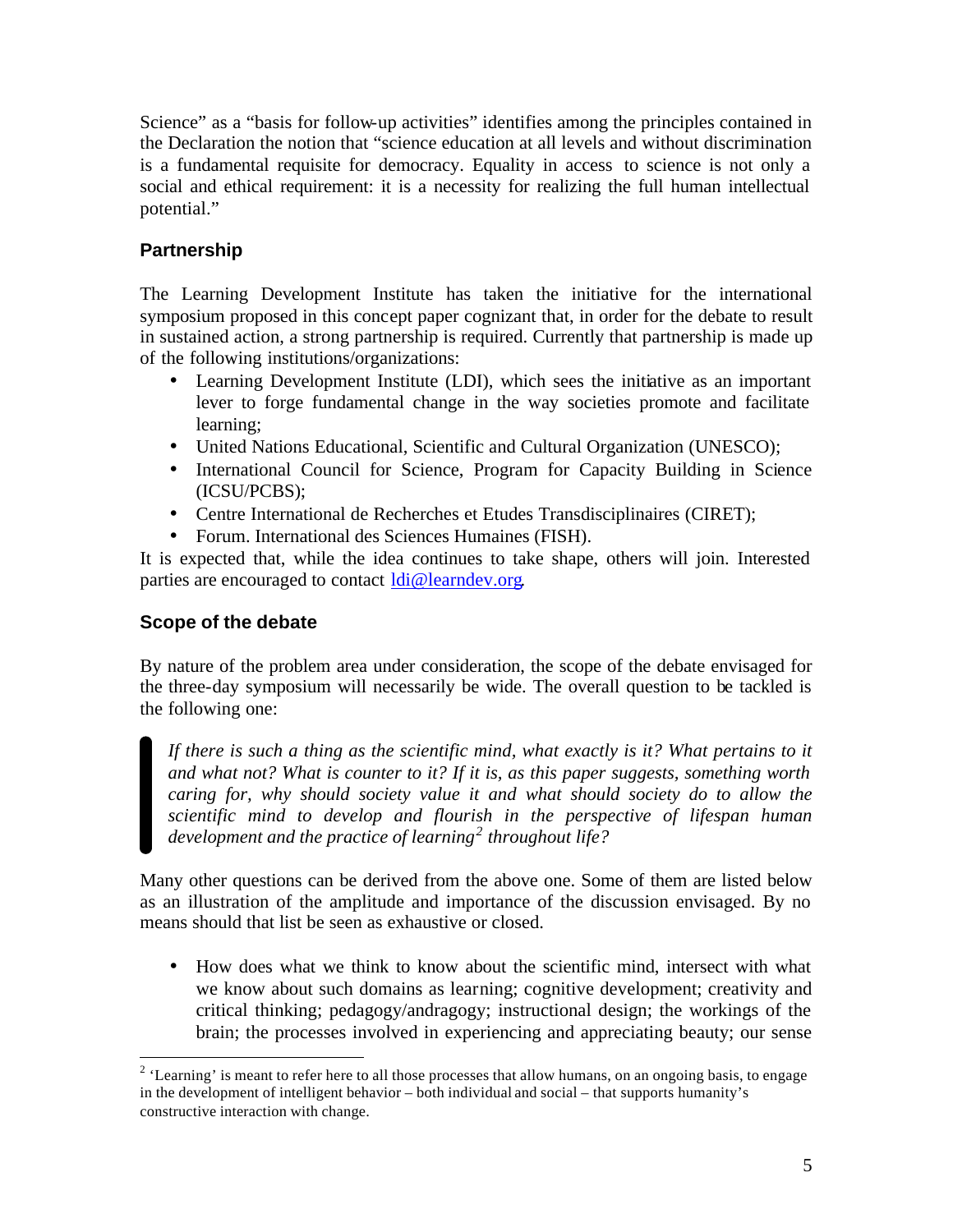Science" as a "basis for follow-up activities" identifies among the principles contained in the Declaration the notion that "science education at all levels and without discrimination is a fundamental requisite for democracy. Equality in access to science is not only a social and ethical requirement: it is a necessity for realizing the full human intellectual potential."

## Partnership

The Learning Development Institute has taken the initiative for the international symposium proposed in this concept paper cognizant that, in order for the debate to result in sustained action, a strong partnership is required. Currently that partnership is made up of the following institutions/organizations:

- Learning Development Institute (LDI), which sees the initiative as an important lever to forge fundamental change in the way societies promote and facilitate learning;
- United Nations Educational, Scientific and Cultural Organization (UNESCO);
- International Council for Science, Program for Capacity Building in Science (ICSU/PCBS);
- Centre International de Recherches et Etudes Transdisciplinaires (CIRET);
- Forum. International des Sciences Humaines (FISH).

It is expected that, while the idea continues to take shape, others will join. Interested parties are encouraged to contact ldi@learndev.org.

## Scope of the debate

By nature of the problem area under consideration, the scope of the debate envisaged for the three-day symposium will necessarily be wide. The overall question to be tackled is the following one:

> *If there is such a thing as the scientific mind, what exactly is it? What pertains to it and what not? What is counter to it? If it is, as this paper suggests, something worth caring for, why should society value it and what should society do to allow the scientific mind to develop and flourish in the perspective of lifespan human development and the practice of learning[2] throughout life?*

Many other questions can be derived from the above one. Some of them are listed below as an illustration of the amplitude and importance of the discussion envisaged. By no means should that list be seen as exhaustive or closed.

- How does what we think to know about the scientific mind, intersect with what we know about such domains as learning; cognitive development; creativity and critical thinking; pedagogy/andragogy; instructional design; the workings of the brain; the processes involved in experiencing and appreciating beauty; our sense

[2] 'Learning' is meant to refer here to all those processes that allow humans, on an ongoing basis, to engage in the development of intelligent behavior – both individual and social – that supports humanity's constructive interaction with change.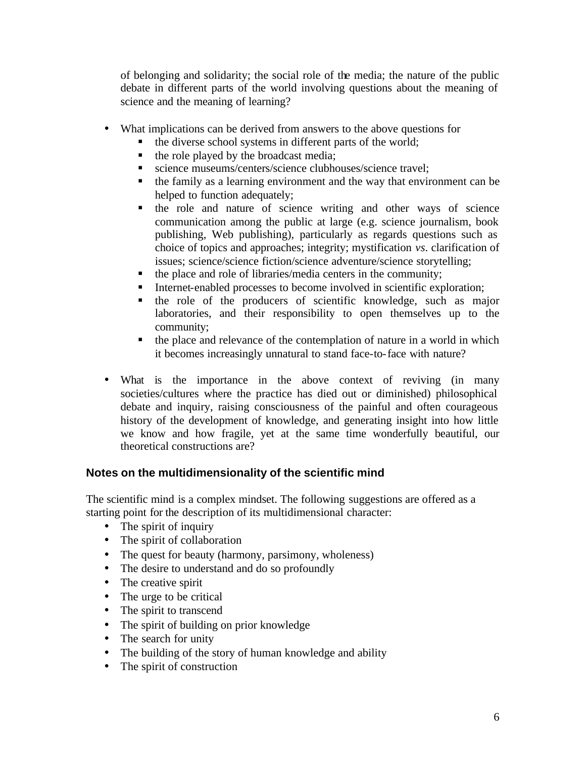of belonging and solidarity; the social role of the media; the nature of the public debate in different parts of the world involving questions about the meaning of science and the meaning of learning?

- What implications can be derived from answers to the above questions for
  - the diverse school systems in different parts of the world;
  - the role played by the broadcast media;
  - science museums/centers/science clubhouses/science travel;
  - the family as a learning environment and the way that environment can be helped to function adequately;
  - the role and nature of science writing and other ways of science communication among the public at large (e.g. science journalism, book publishing, Web publishing), particularly as regards questions such as choice of topics and approaches; integrity; mystification *vs*. clarification of issues; science/science fiction/science adventure/science storytelling;
  - the place and role of libraries/media centers in the community;
  - Internet-enabled processes to become involved in scientific exploration;
  - the role of the producers of scientific knowledge, such as major laboratories, and their responsibility to open themselves up to the community;
  - the place and relevance of the contemplation of nature in a world in which it becomes increasingly unnatural to stand face-to-face with nature?

- What is the importance in the above context of reviving (in many societies/cultures where the practice has died out or diminished) philosophical debate and inquiry, raising consciousness of the painful and often courageous history of the development of knowledge, and generating insight into how little we know and how fragile, yet at the same time wonderfully beautiful, our theoretical constructions are?

## Notes on the multidimensionality of the scientific mind

The scientific mind is a complex mindset. The following suggestions are offered as a starting point for the description of its multidimensional character:

- The spirit of inquiry
- The spirit of collaboration
- The quest for beauty (harmony, parsimony, wholeness)
- The desire to understand and do so profoundly
- The creative spirit
- The urge to be critical
- The spirit to transcend
- The spirit of building on prior knowledge
- The search for unity
- The building of the story of human knowledge and ability
- The spirit of construction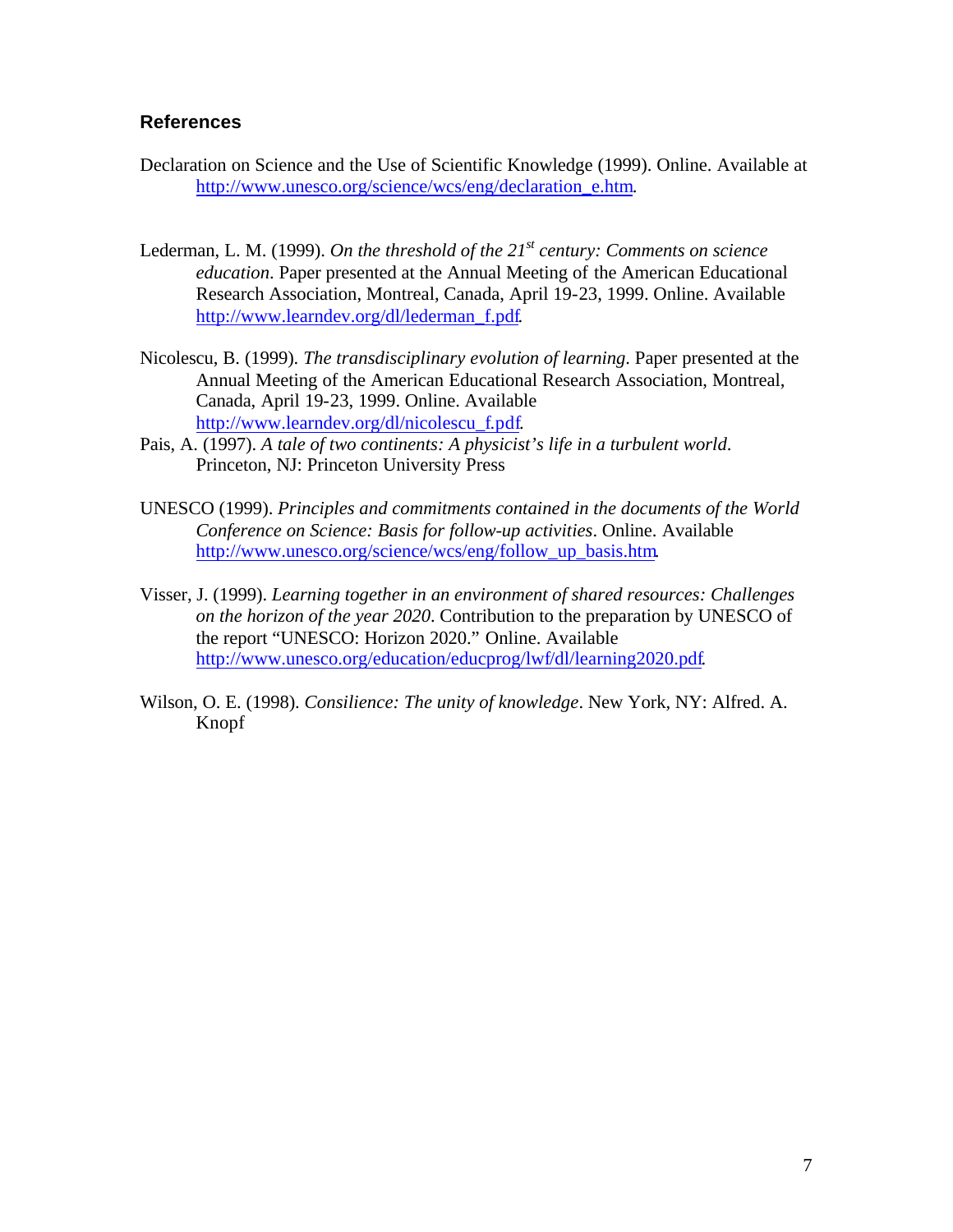## References

Declaration on Science and the Use of Scientific Knowledge (1999). Online. Available at http://www.unesco.org/science/wcs/eng/declaration_e.htm.

Lederman, L. M. (1999). *On the threshold of the 21st century: Comments on science education*. Paper presented at the Annual Meeting of the American Educational Research Association, Montreal, Canada, April 19-23, 1999. Online. Available http://www.learndev.org/dl/lederman_f.pdf.

Nicolescu, B. (1999). *The transdisciplinary evolution of learning*. Paper presented at the Annual Meeting of the American Educational Research Association, Montreal, Canada, April 19-23, 1999. Online. Available http://www.learndev.org/dl/nicolescu_f.pdf.

Pais, A. (1997). *A tale of two continents: A physicist's life in a turbulent world*. Princeton, NJ: Princeton University Press

UNESCO (1999). *Principles and commitments contained in the documents of the World Conference on Science: Basis for follow-up activities*. Online. Available http://www.unesco.org/science/wcs/eng/follow_up_basis.htm.

Visser, J. (1999). *Learning together in an environment of shared resources: Challenges on the horizon of the year 2020*. Contribution to the preparation by UNESCO of the report "UNESCO: Horizon 2020." Online. Available http://www.unesco.org/education/educprog/lwf/dl/learning2020.pdf.

Wilson, O. E. (1998). *Consilience: The unity of knowledge*. New York, NY: Alfred. A. Knopf